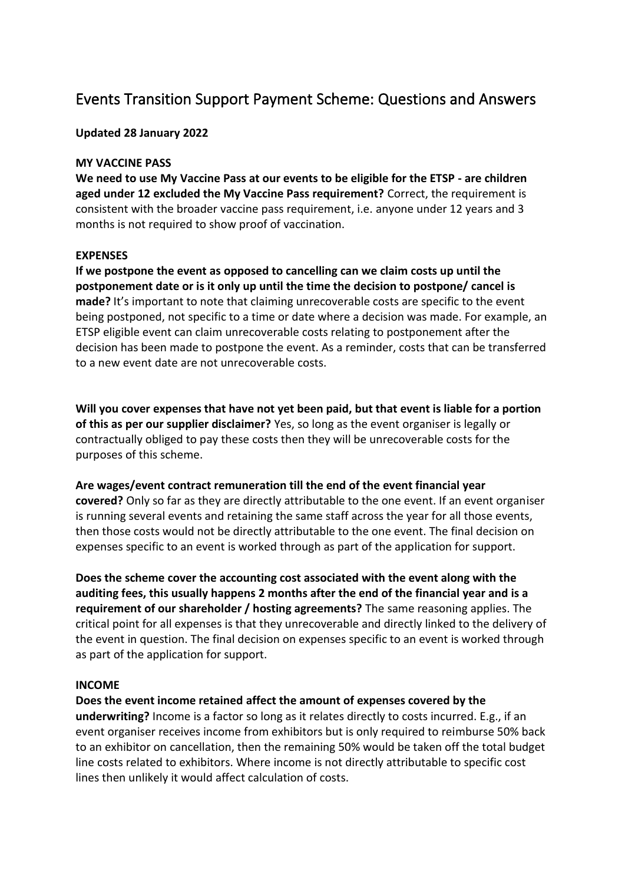# Events Transition Support Payment Scheme: Questions and Answers

**Updated 28 January 2022**

**MY VACCINE PASS**

**We need to use My Vaccine Pass at our events to be eligible for the ETSP - are children aged under 12 excluded the My Vaccine Pass requirement?** Correct, the requirement is consistent with the broader vaccine pass requirement, i.e. anyone under 12 years and 3 months is not required to show proof of vaccination.

**EXPENSES**

**If we postpone the event as opposed to cancelling can we claim costs up until the postponement date or is it only up until the time the decision to postpone/ cancel is made?** It's important to note that claiming unrecoverable costs are specific to the event being postponed, not specific to a time or date where a decision was made. For example, an ETSP eligible event can claim unrecoverable costs relating to postponement after the decision has been made to postpone the event. As a reminder, costs that can be transferred to a new event date are not unrecoverable costs.

**Will you cover expenses that have not yet been paid, but that event is liable for a portion of this as per our supplier disclaimer?** Yes, so long as the event organiser is legally or contractually obliged to pay these costs then they will be unrecoverable costs for the purposes of this scheme.

**Are wages/event contract remuneration till the end of the event financial year covered?** Only so far as they are directly attributable to the one event. If an event organiser is running several events and retaining the same staff across the year for all those events, then those costs would not be directly attributable to the one event. The final decision on expenses specific to an event is worked through as part of the application for support.

**Does the scheme cover the accounting cost associated with the event along with the auditing fees, this usually happens 2 months after the end of the financial year and is a requirement of our shareholder / hosting agreements?** The same reasoning applies. The critical point for all expenses is that they unrecoverable and directly linked to the delivery of the event in question. The final decision on expenses specific to an event is worked through as part of the application for support.

**INCOME**

**Does the event income retained affect the amount of expenses covered by the underwriting?** Income is a factor so long as it relates directly to costs incurred. E.g., if an event organiser receives income from exhibitors but is only required to reimburse 50% back to an exhibitor on cancellation, then the remaining 50% would be taken off the total budget line costs related to exhibitors. Where income is not directly attributable to specific cost lines then unlikely it would affect calculation of costs.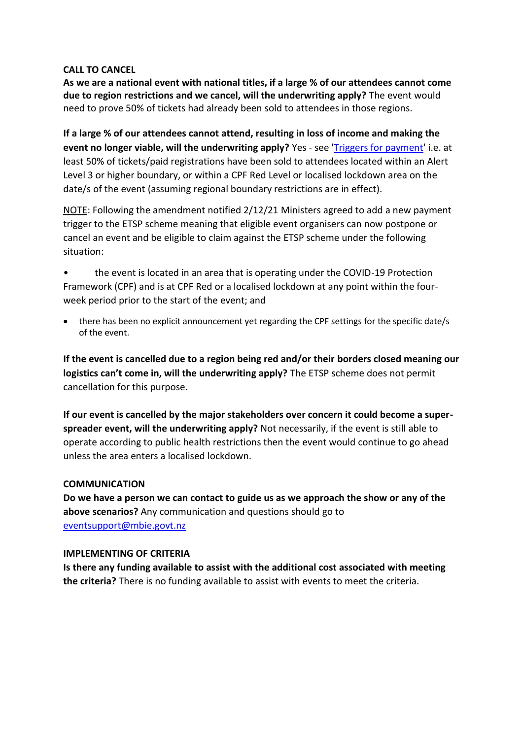**CALL TO CANCEL**

**As we are a national event with national titles, if a large % of our attendees cannot come due to region restrictions and we cancel, will the underwriting apply?** The event would need to prove 50% of tickets had already been sold to attendees in those regions.

**If a large % of our attendees cannot attend, resulting in loss of income and making the event no longer viable, will the underwriting apply?** Yes - see '[Triggers for payment]' i.e. at least 50% of tickets/paid registrations have been sold to attendees located within an Alert Level 3 or higher boundary, or within a CPF Red Level or localised lockdown area on the date/s of the event (assuming regional boundary restrictions are in effect).

NOTE: Following the amendment notified 2/12/21 Ministers agreed to add a new payment trigger to the ETSP scheme meaning that eligible event organisers can now postpone or cancel an event and be eligible to claim against the ETSP scheme under the following situation:

- the event is located in an area that is operating under the COVID-19 Protection Framework (CPF) and is at CPF Red or a localised lockdown at any point within the four-week period prior to the start of the event; and
- there has been no explicit announcement yet regarding the CPF settings for the specific date/s of the event.

**If the event is cancelled due to a region being red and/or their borders closed meaning our logistics can't come in, will the underwriting apply?** The ETSP scheme does not permit cancellation for this purpose.

**If our event is cancelled by the major stakeholders over concern it could become a super-spreader event, will the underwriting apply?** Not necessarily, if the event is still able to operate according to public health restrictions then the event would continue to go ahead unless the area enters a localised lockdown.

**COMMUNICATION**

**Do we have a person we can contact to guide us as we approach the show or any of the above scenarios?** Any communication and questions should go to eventsupport@mbie.govt.nz

**IMPLEMENTING OF CRITERIA**

**Is there any funding available to assist with the additional cost associated with meeting the criteria?** There is no funding available to assist with events to meet the criteria.